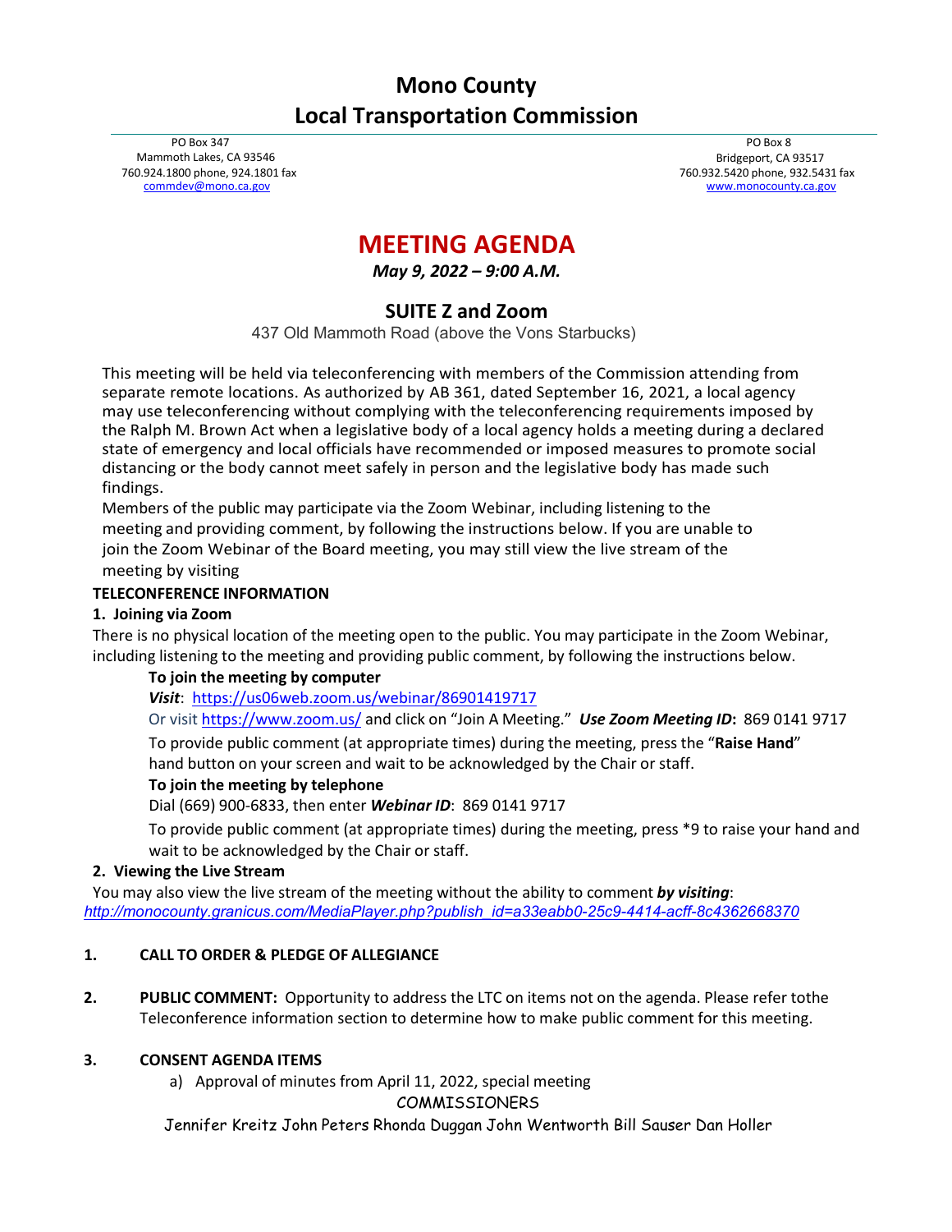# Mono County
# Local Transportation Commission

PO Box 347
Mammoth Lakes, CA 93546
760.924.1800 phone, 924.1801 fax
commdev@mono.ca.gov

PO Box 8
Bridgeport, CA 93517
760.932.5420 phone, 932.5431 fax
www.monocounty.ca.gov

## MEETING AGENDA

***May 9, 2022 – 9:00 A.M.***

### SUITE Z and Zoom

437 Old Mammoth Road (above the Vons Starbucks)

This meeting will be held via teleconferencing with members of the Commission attending from separate remote locations. As authorized by AB 361, dated September 16, 2021, a local agency may use teleconferencing without complying with the teleconferencing requirements imposed by the Ralph M. Brown Act when a legislative body of a local agency holds a meeting during a declared state of emergency and local officials have recommended or imposed measures to promote social distancing or the body cannot meet safely in person and the legislative body has made such findings.

Members of the public may participate via the Zoom Webinar, including listening to the meeting and providing comment, by following the instructions below. If you are unable to join the Zoom Webinar of the Board meeting, you may still view the live stream of the meeting by visiting

**TELECONFERENCE INFORMATION**

**1. Joining via Zoom**

There is no physical location of the meeting open to the public. You may participate in the Zoom Webinar, including listening to the meeting and providing public comment, by following the instructions below.

**To join the meeting by computer**

***Visit***: https://us06web.zoom.us/webinar/86901419717

Or visit https://www.zoom.us/ and click on "Join A Meeting." ***Use Zoom Meeting ID*:** 869 0141 9717

To provide public comment (at appropriate times) during the meeting, press the "**Raise Hand**" hand button on your screen and wait to be acknowledged by the Chair or staff.

**To join the meeting by telephone**

Dial (669) 900-6833, then enter ***Webinar ID***: 869 0141 9717

To provide public comment (at appropriate times) during the meeting, press *9 to raise your hand and wait to be acknowledged by the Chair or staff.

**2. Viewing the Live Stream**

You may also view the live stream of the meeting without the ability to comment ***by visiting***:
*http://monocounty.granicus.com/MediaPlayer.php?publish_id=a33eabb0-25c9-4414-acff-8c4362668370*

**1. CALL TO ORDER & PLEDGE OF ALLEGIANCE**

**2. PUBLIC COMMENT:** Opportunity to address the LTC on items not on the agenda. Please refer tothe Teleconference information section to determine how to make public comment for this meeting.

**3. CONSENT AGENDA ITEMS**

a) Approval of minutes from April 11, 2022, special meeting

COMMISSIONERS

Jennifer Kreitz John Peters Rhonda Duggan John Wentworth Bill Sauser Dan Holler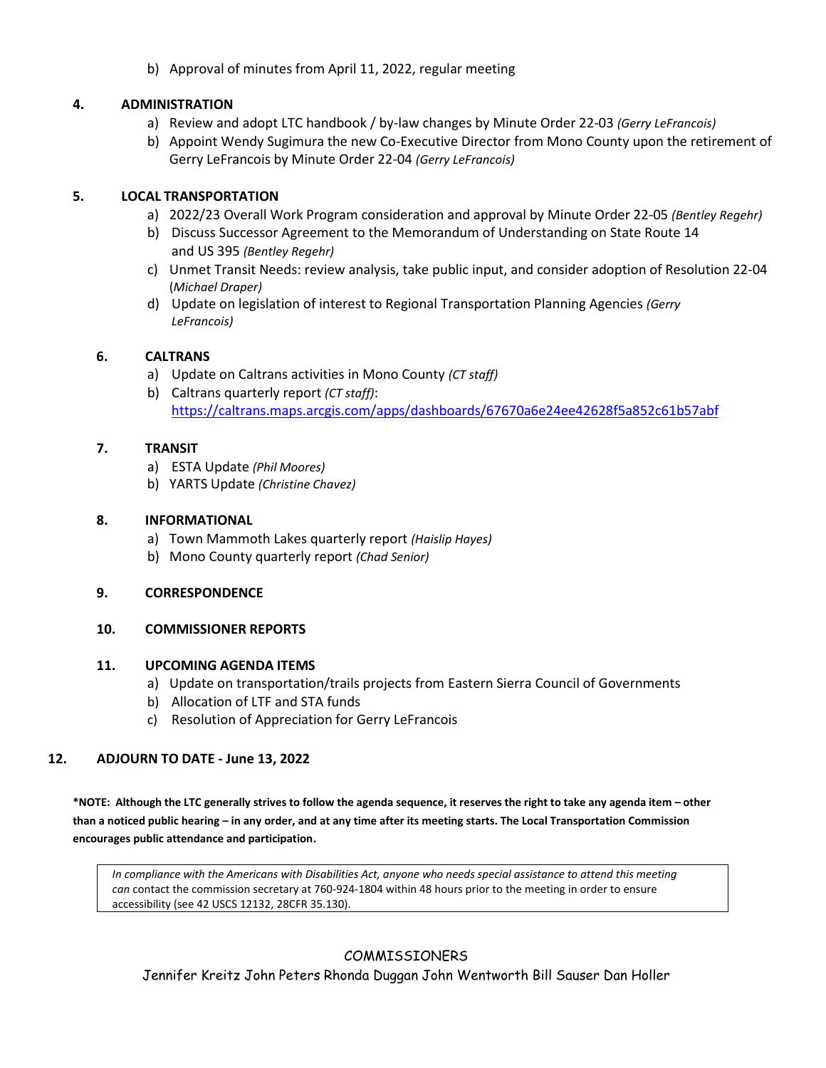b) Approval of minutes from April 11, 2022, regular meeting

**4. ADMINISTRATION**

a) Review and adopt LTC handbook / by-law changes by Minute Order 22-03 *(Gerry LeFrancois)*

b) Appoint Wendy Sugimura the new Co-Executive Director from Mono County upon the retirement of Gerry LeFrancois by Minute Order 22-04 *(Gerry LeFrancois)*

**5. LOCAL TRANSPORTATION**

a) 2022/23 Overall Work Program consideration and approval by Minute Order 22-05 *(Bentley Regehr)*

b) Discuss Successor Agreement to the Memorandum of Understanding on State Route 14 and US 395 *(Bentley Regehr)*

c) Unmet Transit Needs: review analysis, take public input, and consider adoption of Resolution 22-04 (*Michael Draper)*

d) Update on legislation of interest to Regional Transportation Planning Agencies *(Gerry LeFrancois)*

**6. CALTRANS**

a) Update on Caltrans activities in Mono County *(CT staff)*

b) Caltrans quarterly report *(CT staff)*: https://caltrans.maps.arcgis.com/apps/dashboards/67670a6e24ee42628f5a852c61b57abf

**7. TRANSIT**

a) ESTA Update *(Phil Moores)*

b) YARTS Update *(Christine Chavez)*

**8. INFORMATIONAL**

a) Town Mammoth Lakes quarterly report *(Haislip Hayes)*

b) Mono County quarterly report *(Chad Senior)*

**9. CORRESPONDENCE**

**10. COMMISSIONER REPORTS**

**11. UPCOMING AGENDA ITEMS**

a) Update on transportation/trails projects from Eastern Sierra Council of Governments

b) Allocation of LTF and STA funds

c) Resolution of Appreciation for Gerry LeFrancois

**12. ADJOURN TO DATE - June 13, 2022**

***NOTE: Although the LTC generally strives to follow the agenda sequence, it reserves the right to take any agenda item – other than a noticed public hearing – in any order, and at any time after its meeting starts. The Local Transportation Commission encourages public attendance and participation.**

*In compliance with the Americans with Disabilities Act, anyone who needs special assistance to attend this meeting can* contact the commission secretary at 760-924-1804 within 48 hours prior to the meeting in order to ensure accessibility (see 42 USCS 12132, 28CFR 35.130).

COMMISSIONERS

Jennifer Kreitz John Peters Rhonda Duggan John Wentworth Bill Sauser Dan Holler